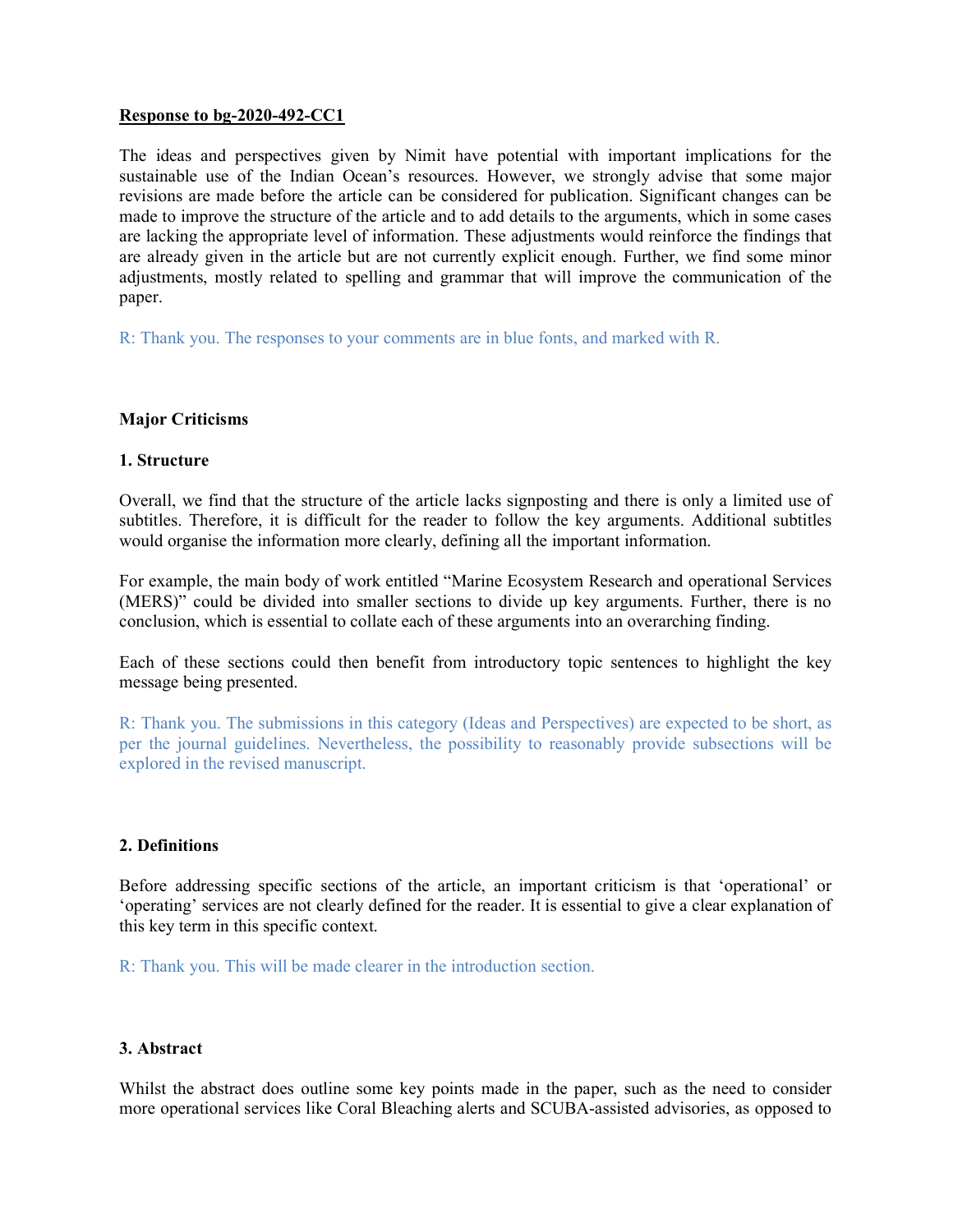**Response to bg-2020-492-CC1**

The ideas and perspectives given by Nimit have potential with important implications for the sustainable use of the Indian Ocean's resources. However, we strongly advise that some major revisions are made before the article can be considered for publication. Significant changes can be made to improve the structure of the article and to add details to the arguments, which in some cases are lacking the appropriate level of information. These adjustments would reinforce the findings that are already given in the article but are not currently explicit enough. Further, we find some minor adjustments, mostly related to spelling and grammar that will improve the communication of the paper.

R: Thank you. The responses to your comments are in blue fonts, and marked with R.

**Major Criticisms**

**1. Structure**

Overall, we find that the structure of the article lacks signposting and there is only a limited use of subtitles. Therefore, it is difficult for the reader to follow the key arguments. Additional subtitles would organise the information more clearly, defining all the important information.

For example, the main body of work entitled "Marine Ecosystem Research and operational Services (MERS)" could be divided into smaller sections to divide up key arguments. Further, there is no conclusion, which is essential to collate each of these arguments into an overarching finding.

Each of these sections could then benefit from introductory topic sentences to highlight the key message being presented.

R: Thank you. The submissions in this category (Ideas and Perspectives) are expected to be short, as per the journal guidelines. Nevertheless, the possibility to reasonably provide subsections will be explored in the revised manuscript.

**2. Definitions**

Before addressing specific sections of the article, an important criticism is that 'operational' or 'operating' services are not clearly defined for the reader. It is essential to give a clear explanation of this key term in this specific context.

R: Thank you. This will be made clearer in the introduction section.

**3. Abstract**

Whilst the abstract does outline some key points made in the paper, such as the need to consider more operational services like Coral Bleaching alerts and SCUBA-assisted advisories, as opposed to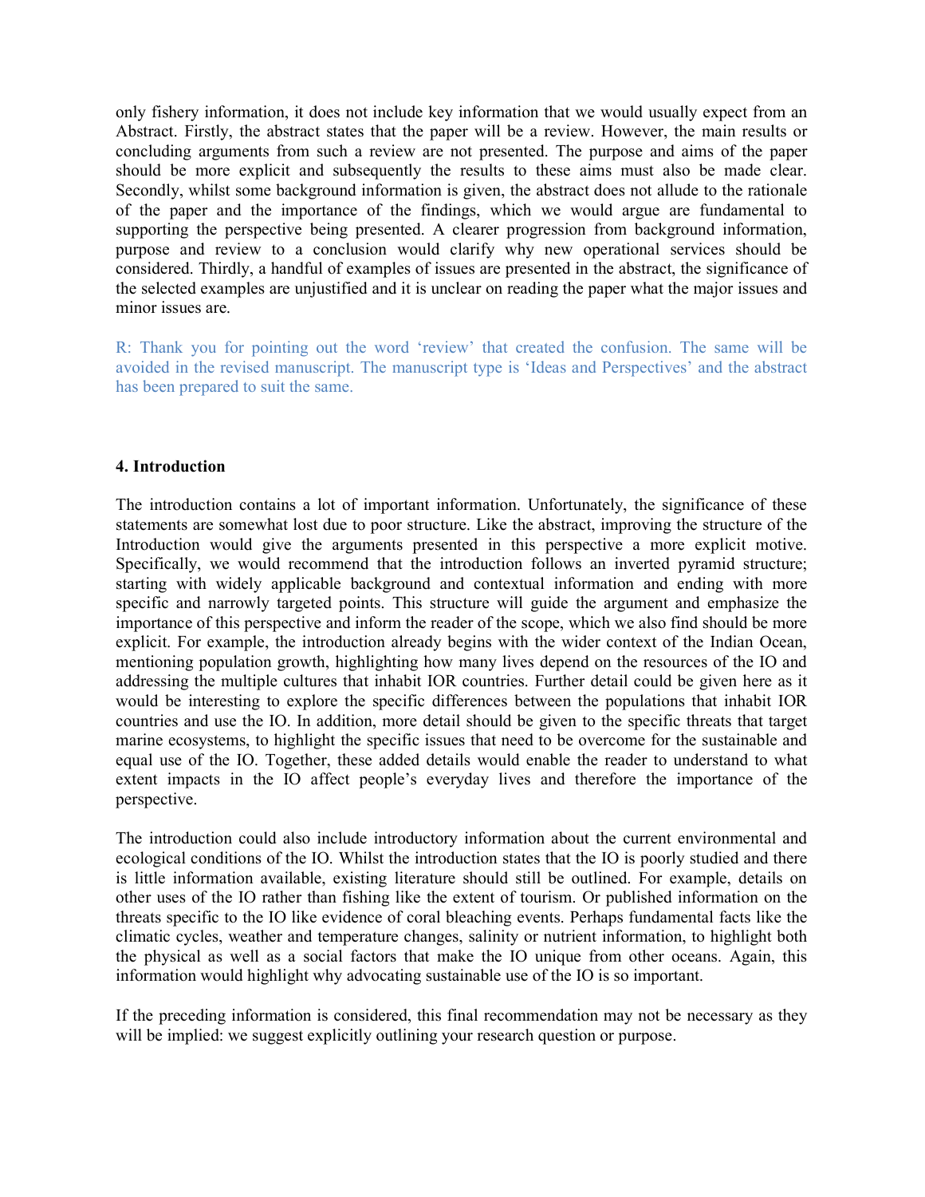only fishery information, it does not include key information that we would usually expect from an Abstract. Firstly, the abstract states that the paper will be a review. However, the main results or concluding arguments from such a review are not presented. The purpose and aims of the paper should be more explicit and subsequently the results to these aims must also be made clear. Secondly, whilst some background information is given, the abstract does not allude to the rationale of the paper and the importance of the findings, which we would argue are fundamental to supporting the perspective being presented. A clearer progression from background information, purpose and review to a conclusion would clarify why new operational services should be considered. Thirdly, a handful of examples of issues are presented in the abstract, the significance of the selected examples are unjustified and it is unclear on reading the paper what the major issues and minor issues are.

R: Thank you for pointing out the word 'review' that created the confusion. The same will be avoided in the revised manuscript. The manuscript type is 'Ideas and Perspectives' and the abstract has been prepared to suit the same.

**4. Introduction**

The introduction contains a lot of important information. Unfortunately, the significance of these statements are somewhat lost due to poor structure. Like the abstract, improving the structure of the Introduction would give the arguments presented in this perspective a more explicit motive. Specifically, we would recommend that the introduction follows an inverted pyramid structure; starting with widely applicable background and contextual information and ending with more specific and narrowly targeted points. This structure will guide the argument and emphasize the importance of this perspective and inform the reader of the scope, which we also find should be more explicit. For example, the introduction already begins with the wider context of the Indian Ocean, mentioning population growth, highlighting how many lives depend on the resources of the IO and addressing the multiple cultures that inhabit IOR countries. Further detail could be given here as it would be interesting to explore the specific differences between the populations that inhabit IOR countries and use the IO. In addition, more detail should be given to the specific threats that target marine ecosystems, to highlight the specific issues that need to be overcome for the sustainable and equal use of the IO. Together, these added details would enable the reader to understand to what extent impacts in the IO affect people's everyday lives and therefore the importance of the perspective.

The introduction could also include introductory information about the current environmental and ecological conditions of the IO. Whilst the introduction states that the IO is poorly studied and there is little information available, existing literature should still be outlined. For example, details on other uses of the IO rather than fishing like the extent of tourism. Or published information on the threats specific to the IO like evidence of coral bleaching events. Perhaps fundamental facts like the climatic cycles, weather and temperature changes, salinity or nutrient information, to highlight both the physical as well as a social factors that make the IO unique from other oceans. Again, this information would highlight why advocating sustainable use of the IO is so important.

If the preceding information is considered, this final recommendation may not be necessary as they will be implied: we suggest explicitly outlining your research question or purpose.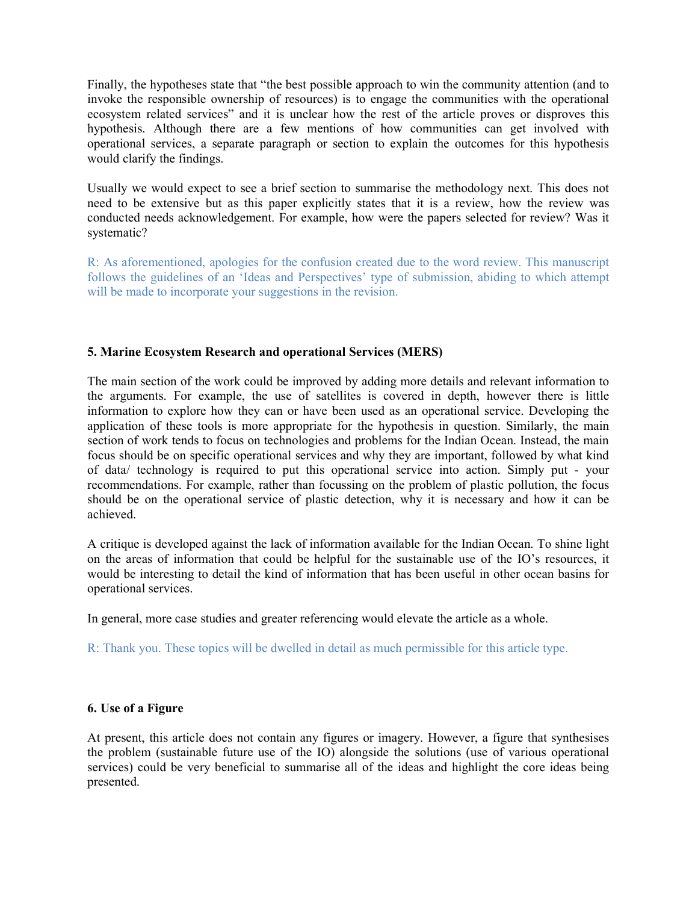Finally, the hypotheses state that "the best possible approach to win the community attention (and to invoke the responsible ownership of resources) is to engage the communities with the operational ecosystem related services" and it is unclear how the rest of the article proves or disproves this hypothesis. Although there are a few mentions of how communities can get involved with operational services, a separate paragraph or section to explain the outcomes for this hypothesis would clarify the findings.

Usually we would expect to see a brief section to summarise the methodology next. This does not need to be extensive but as this paper explicitly states that it is a review, how the review was conducted needs acknowledgement. For example, how were the papers selected for review? Was it systematic?

R: As aforementioned, apologies for the confusion created due to the word review. This manuscript follows the guidelines of an 'Ideas and Perspectives' type of submission, abiding to which attempt will be made to incorporate your suggestions in the revision.

**5. Marine Ecosystem Research and operational Services (MERS)**

The main section of the work could be improved by adding more details and relevant information to the arguments. For example, the use of satellites is covered in depth, however there is little information to explore how they can or have been used as an operational service. Developing the application of these tools is more appropriate for the hypothesis in question. Similarly, the main section of work tends to focus on technologies and problems for the Indian Ocean. Instead, the main focus should be on specific operational services and why they are important, followed by what kind of data/ technology is required to put this operational service into action. Simply put - your recommendations. For example, rather than focussing on the problem of plastic pollution, the focus should be on the operational service of plastic detection, why it is necessary and how it can be achieved.

A critique is developed against the lack of information available for the Indian Ocean. To shine light on the areas of information that could be helpful for the sustainable use of the IO's resources, it would be interesting to detail the kind of information that has been useful in other ocean basins for operational services.

In general, more case studies and greater referencing would elevate the article as a whole.

R: Thank you. These topics will be dwelled in detail as much permissible for this article type.

**6. Use of a Figure**

At present, this article does not contain any figures or imagery. However, a figure that synthesises the problem (sustainable future use of the IO) alongside the solutions (use of various operational services) could be very beneficial to summarise all of the ideas and highlight the core ideas being presented.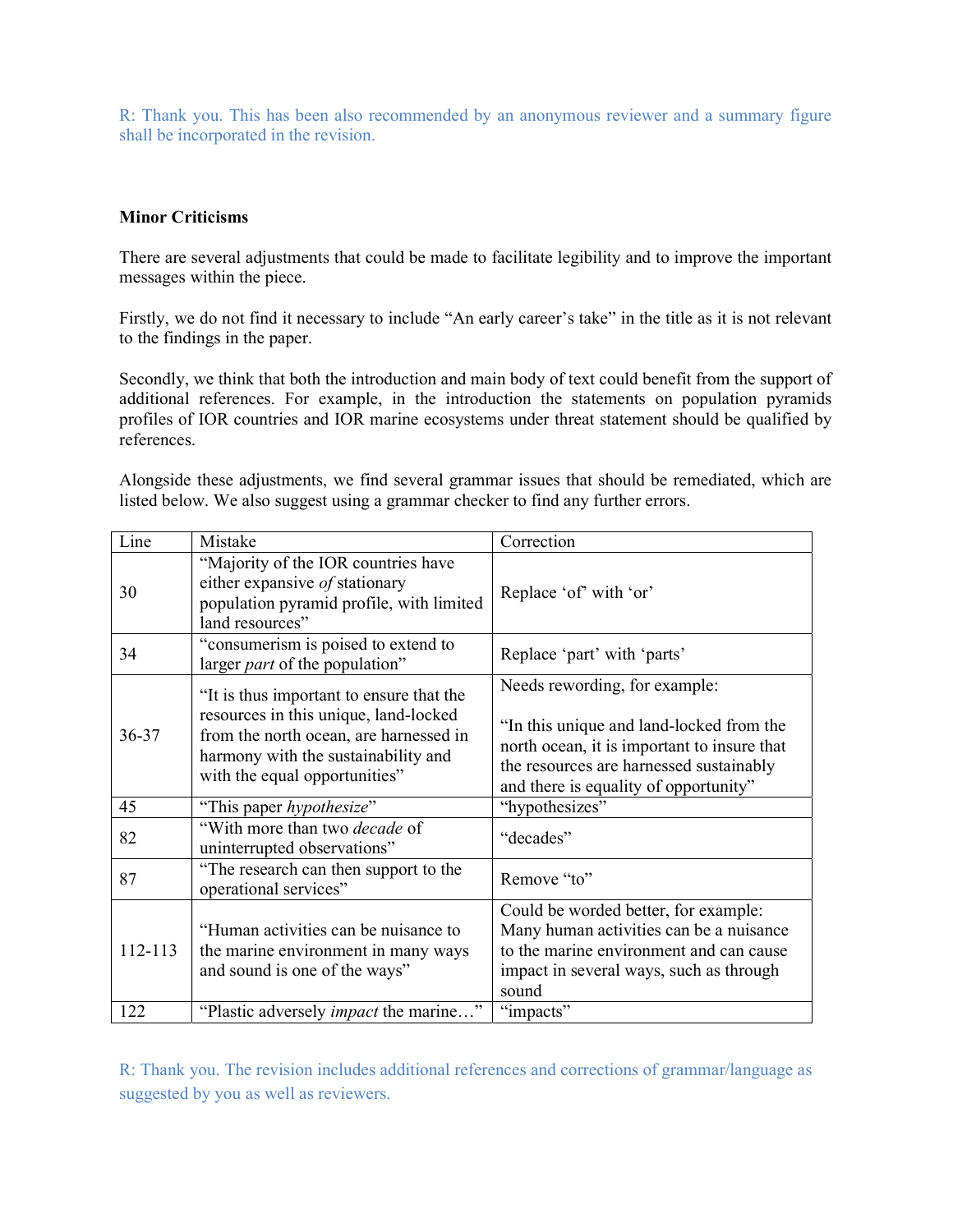R: Thank you. This has been also recommended by an anonymous reviewer and a summary figure shall be incorporated in the revision.

**Minor Criticisms**

There are several adjustments that could be made to facilitate legibility and to improve the important messages within the piece.

Firstly, we do not find it necessary to include "An early career's take" in the title as it is not relevant to the findings in the paper.

Secondly, we think that both the introduction and main body of text could benefit from the support of additional references. For example, in the introduction the statements on population pyramids profiles of IOR countries and IOR marine ecosystems under threat statement should be qualified by references.

Alongside these adjustments, we find several grammar issues that should be remediated, which are listed below. We also suggest using a grammar checker to find any further errors.

| Line | Mistake | Correction |
|---|---|---|
| 30 | "Majority of the IOR countries have either expansive *of* stationary population pyramid profile, with limited land resources" | Replace 'of' with 'or' |
| 34 | "consumerism is poised to extend to larger *part* of the population" | Replace 'part' with 'parts' |
| 36-37 | "It is thus important to ensure that the resources in this unique, land-locked from the north ocean, are harnessed in harmony with the sustainability and with the equal opportunities" | Needs rewording, for example: "In this unique and land-locked from the north ocean, it is important to insure that the resources are harnessed sustainably and there is equality of opportunity" |
| 45 | "This paper *hypothesize*" | "hypothesizes" |
| 82 | "With more than two *decade* of uninterrupted observations" | "decades" |
| 87 | "The research can then support to the operational services" | Remove "to" |
| 112-113 | "Human activities can be nuisance to the marine environment in many ways and sound is one of the ways" | Could be worded better, for example: Many human activities can be a nuisance to the marine environment and can cause impact in several ways, such as through sound |
| 122 | "Plastic adversely *impact* the marine…" | "impacts" |

R: Thank you. The revision includes additional references and corrections of grammar/language as suggested by you as well as reviewers.